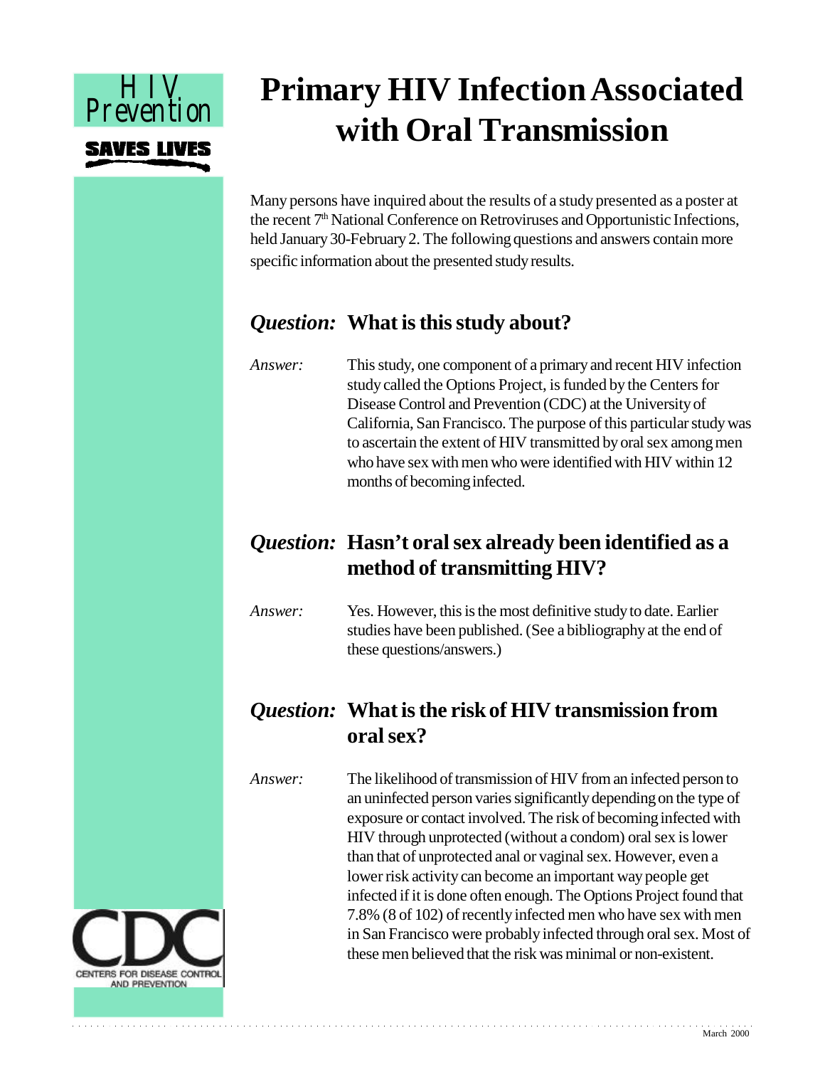HIV Prevention

**SAVES LIVES**

# Primary HIV Infection Associated with Oral Transmission

Many persons have inquired about the results of a study presented as a poster at the recent 7th National Conference on Retroviruses and Opportunistic Infections, held January 30-February 2. The following questions and answers contain more specific information about the presented study results.

## *Question:* What is this study about?

*Answer:* This study, one component of a primary and recent HIV infection study called the Options Project, is funded by the Centers for Disease Control and Prevention (CDC) at the University of California, San Francisco. The purpose of this particular study was to ascertain the extent of HIV transmitted by oral sex among men who have sex with men who were identified with HIV within 12 months of becoming infected.

## *Question:* Hasn't oral sex already been identified as a method of transmitting HIV?

*Answer:* Yes. However, this is the most definitive study to date. Earlier studies have been published. (See a bibliography at the end of these questions/answers.)

## *Question:* What is the risk of HIV transmission from oral sex?

*Answer:* The likelihood of transmission of HIV from an infected person to an uninfected person varies significantly depending on the type of exposure or contact involved. The risk of becoming infected with HIV through unprotected (without a condom) oral sex is lower than that of unprotected anal or vaginal sex. However, even a lower risk activity can become an important way people get infected if it is done often enough. The Options Project found that 7.8% (8 of 102) of recently infected men who have sex with men in San Francisco were probably infected through oral sex. Most of these men believed that the risk was minimal or non-existent.

CDC
CENTERS FOR DISEASE CONTROL AND PREVENTION

March 2000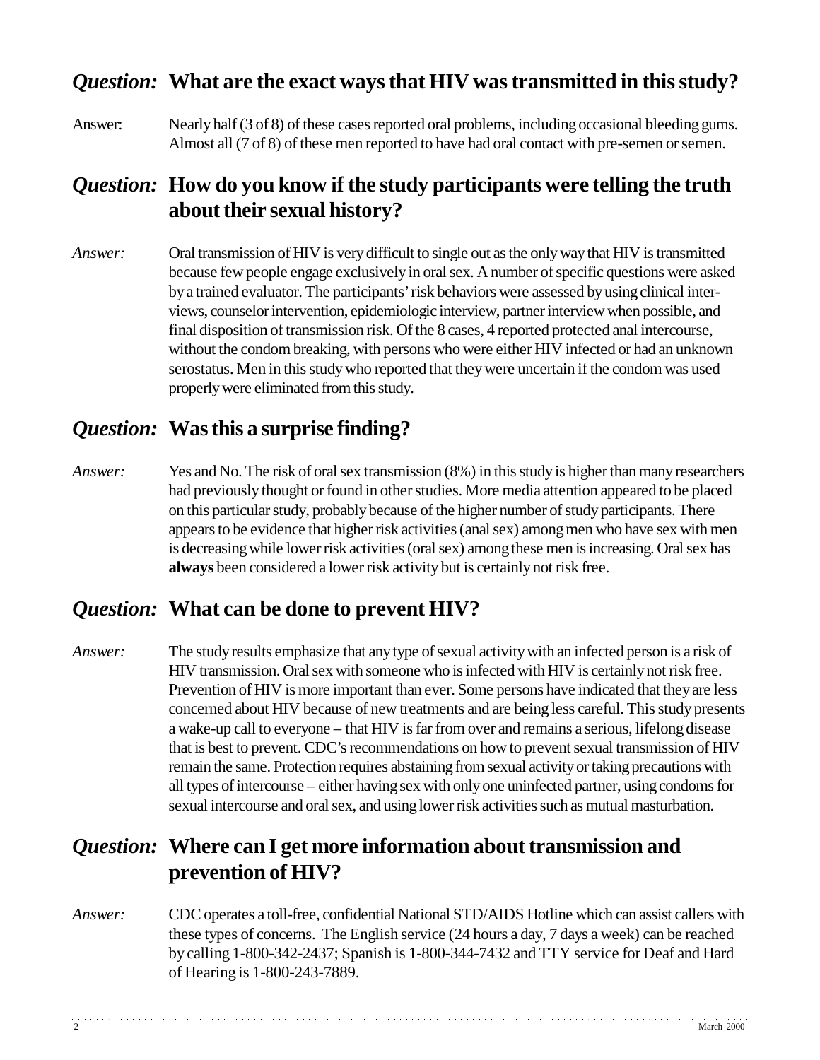## *Question:* What are the exact ways that HIV was transmitted in this study?

Answer: Nearly half (3 of 8) of these cases reported oral problems, including occasional bleeding gums. Almost all (7 of 8) of these men reported to have had oral contact with pre-semen or semen.

## *Question:* How do you know if the study participants were telling the truth about their sexual history?

*Answer:* Oral transmission of HIV is very difficult to single out as the only way that HIV is transmitted because few people engage exclusively in oral sex. A number of specific questions were asked by a trained evaluator. The participants' risk behaviors were assessed by using clinical interviews, counselor intervention, epidemiologic interview, partner interview when possible, and final disposition of transmission risk. Of the 8 cases, 4 reported protected anal intercourse, without the condom breaking, with persons who were either HIV infected or had an unknown serostatus. Men in this study who reported that they were uncertain if the condom was used properly were eliminated from this study.

## *Question:* Was this a surprise finding?

*Answer:* Yes and No. The risk of oral sex transmission (8%) in this study is higher than many researchers had previously thought or found in other studies. More media attention appeared to be placed on this particular study, probably because of the higher number of study participants. There appears to be evidence that higher risk activities (anal sex) among men who have sex with men is decreasing while lower risk activities (oral sex) among these men is increasing. Oral sex has **always** been considered a lower risk activity but is certainly not risk free.

## *Question:* What can be done to prevent HIV?

*Answer:* The study results emphasize that any type of sexual activity with an infected person is a risk of HIV transmission. Oral sex with someone who is infected with HIV is certainly not risk free. Prevention of HIV is more important than ever. Some persons have indicated that they are less concerned about HIV because of new treatments and are being less careful. This study presents a wake-up call to everyone – that HIV is far from over and remains a serious, lifelong disease that is best to prevent. CDC's recommendations on how to prevent sexual transmission of HIV remain the same. Protection requires abstaining from sexual activity or taking precautions with all types of intercourse – either having sex with only one uninfected partner, using condoms for sexual intercourse and oral sex, and using lower risk activities such as mutual masturbation.

## *Question:* Where can I get more information about transmission and prevention of HIV?

*Answer:* CDC operates a toll-free, confidential National STD/AIDS Hotline which can assist callers with these types of concerns. The English service (24 hours a day, 7 days a week) can be reached by calling 1-800-342-2437; Spanish is 1-800-344-7432 and TTY service for Deaf and Hard of Hearing is 1-800-243-7889.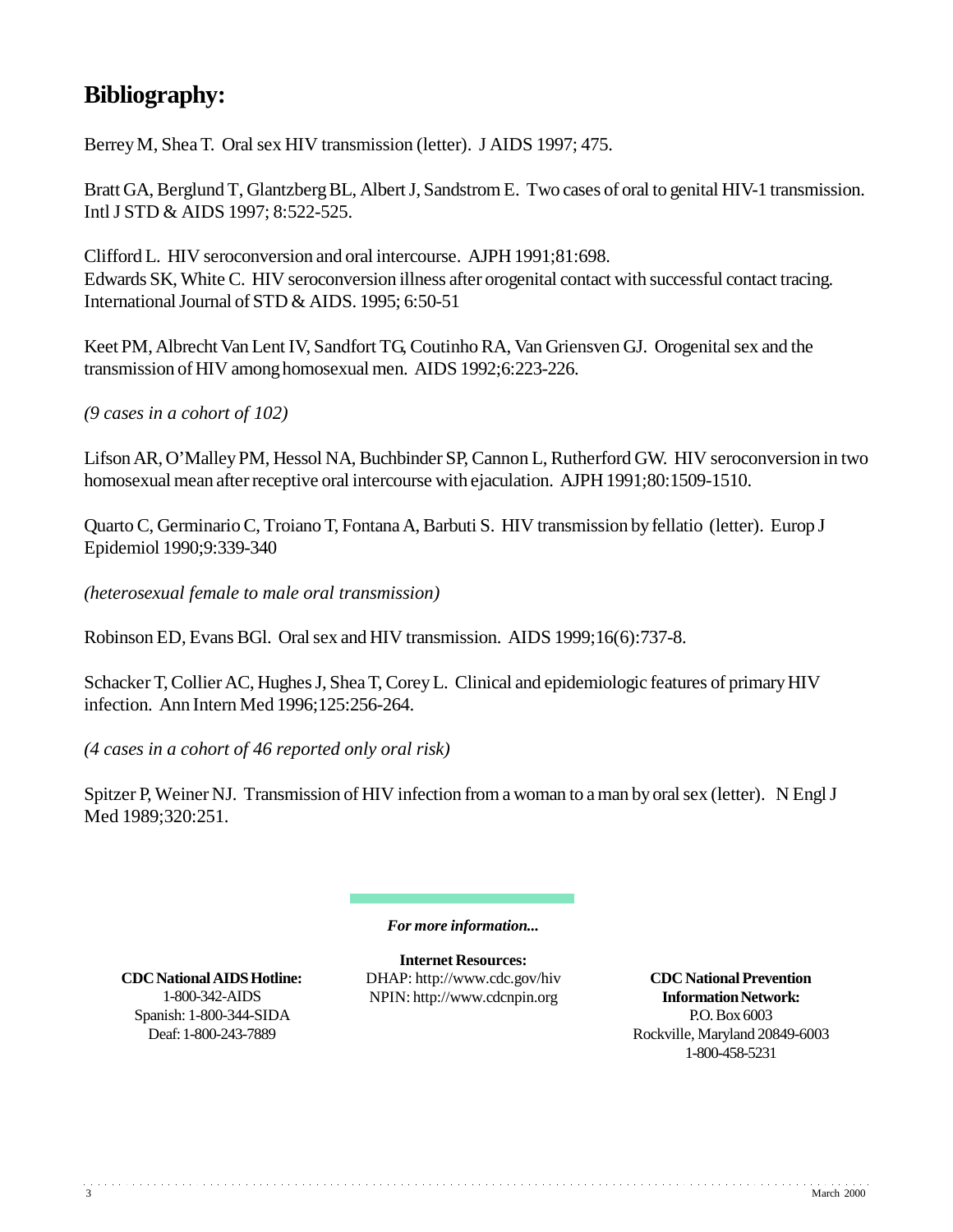## Bibliography:

Berrey M, Shea T. Oral sex HIV transmission (letter). J AIDS 1997; 475.

Bratt GA, Berglund T, Glantzberg BL, Albert J, Sandstrom E. Two cases of oral to genital HIV-1 transmission. Intl J STD & AIDS 1997; 8:522-525.

Clifford L. HIV seroconversion and oral intercourse. AJPH 1991;81:698.
Edwards SK, White C. HIV seroconversion illness after orogenital contact with successful contact tracing. International Journal of STD & AIDS. 1995; 6:50-51

Keet PM, Albrecht Van Lent IV, Sandfort TG, Coutinho RA, Van Griensven GJ. Orogenital sex and the transmission of HIV among homosexual men. AIDS 1992;6:223-226.

*(9 cases in a cohort of 102)*

Lifson AR, O'Malley PM, Hessol NA, Buchbinder SP, Cannon L, Rutherford GW. HIV seroconversion in two homosexual mean after receptive oral intercourse with ejaculation. AJPH 1991;80:1509-1510.

Quarto C, Germinario C, Troiano T, Fontana A, Barbuti S. HIV transmission by fellatio (letter). Europ J Epidemiol 1990;9:339-340

*(heterosexual female to male oral transmission)*

Robinson ED, Evans BGl. Oral sex and HIV transmission. AIDS 1999;16(6):737-8.

Schacker T, Collier AC, Hughes J, Shea T, Corey L. Clinical and epidemiologic features of primary HIV infection. Ann Intern Med 1996;125:256-264.

*(4 cases in a cohort of 46 reported only oral risk)*

Spitzer P, Weiner NJ. Transmission of HIV infection from a woman to a man by oral sex (letter). N Engl J Med 1989;320:251.

***For more information...***

**CDC National AIDS Hotline:**
1-800-342-AIDS
Spanish: 1-800-344-SIDA
Deaf: 1-800-243-7889

**Internet Resources:**
DHAP: http://www.cdc.gov/hiv
NPIN: http://www.cdcnpin.org

**CDC National Prevention Information Network:**
P.O. Box 6003
Rockville, Maryland 20849-6003
1-800-458-5231

March 2000